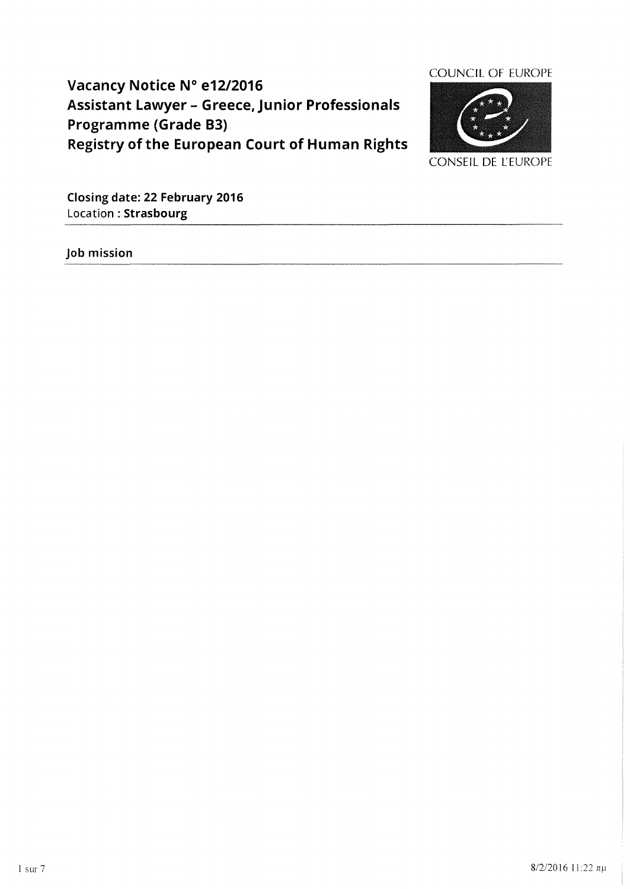# Vacancy Notice N° e12/2016
# Assistant Lawyer – Greece, Junior Professionals Programme (Grade B3)
# Registry of the European Court of Human Rights

COUNCIL OF EUROPE

CONSEIL DE L'EUROPE

**Closing date: 22 February 2016**
Location : **Strasbourg**

## Job mission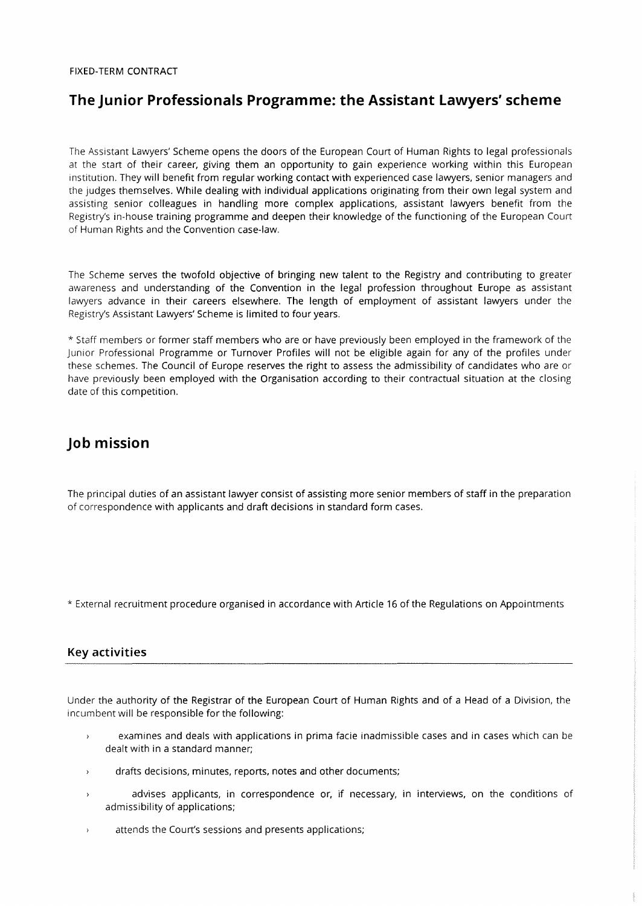FIXED-TERM CONTRACT

# The Junior Professionals Programme: the Assistant Lawyers' scheme

The Assistant Lawyers' Scheme opens the doors of the European Court of Human Rights to legal professionals at the start of their career, giving them an opportunity to gain experience working within this European institution. They will benefit from regular working contact with experienced case lawyers, senior managers and the judges themselves. While dealing with individual applications originating from their own legal system and assisting senior colleagues in handling more complex applications, assistant lawyers benefit from the Registry's in-house training programme and deepen their knowledge of the functioning of the European Court of Human Rights and the Convention case-law.

The Scheme serves the twofold objective of bringing new talent to the Registry and contributing to greater awareness and understanding of the Convention in the legal profession throughout Europe as assistant lawyers advance in their careers elsewhere. The length of employment of assistant lawyers under the Registry's Assistant Lawyers' Scheme is limited to four years.

* Staff members or former staff members who are or have previously been employed in the framework of the Junior Professional Programme or Turnover Profiles will not be eligible again for any of the profiles under these schemes. The Council of Europe reserves the right to assess the admissibility of candidates who are or have previously been employed with the Organisation according to their contractual situation at the closing date of this competition.

# Job mission

The principal duties of an assistant lawyer consist of assisting more senior members of staff in the preparation of correspondence with applicants and draft decisions in standard form cases.

* External recruitment procedure organised in accordance with Article 16 of the Regulations on Appointments

## Key activities

Under the authority of the Registrar of the European Court of Human Rights and of a Head of a Division, the incumbent will be responsible for the following:

- examines and deals with applications in prima facie inadmissible cases and in cases which can be dealt with in a standard manner;
- drafts decisions, minutes, reports, notes and other documents;
- advises applicants, in correspondence or, if necessary, in interviews, on the conditions of admissibility of applications;
- attends the Court's sessions and presents applications;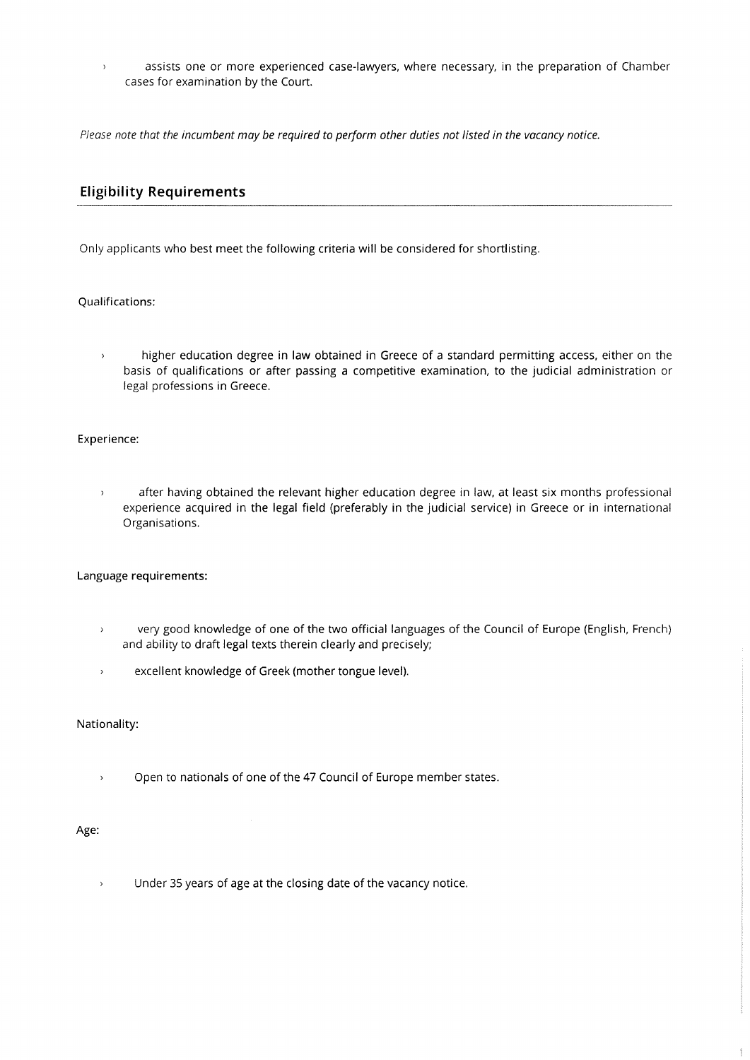- assists one or more experienced case-lawyers, where necessary, in the preparation of Chamber cases for examination by the Court.

*Please note that the incumbent may be required to perform other duties not listed in the vacancy notice.*

## Eligibility Requirements

Only applicants who best meet the following criteria will be considered for shortlisting.

Qualifications:

- higher education degree in law obtained in Greece of a standard permitting access, either on the basis of qualifications or after passing a competitive examination, to the judicial administration or legal professions in Greece.

Experience:

- after having obtained the relevant higher education degree in law, at least six months professional experience acquired in the legal field (preferably in the judicial service) in Greece or in international Organisations.

Language requirements:

- very good knowledge of one of the two official languages of the Council of Europe (English, French) and ability to draft legal texts therein clearly and precisely;
- excellent knowledge of Greek (mother tongue level).

Nationality:

- Open to nationals of one of the 47 Council of Europe member states.

Age:

- Under 35 years of age at the closing date of the vacancy notice.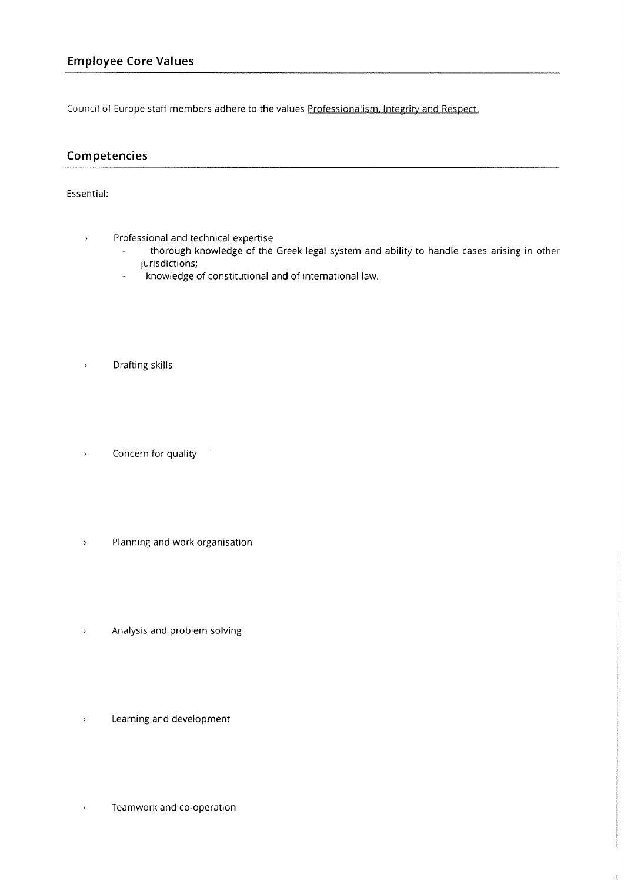## Employee Core Values

Council of Europe staff members adhere to the values Professionalism, Integrity and Respect.

## Competencies

Essential:

- Professional and technical expertise
  - thorough knowledge of the Greek legal system and ability to handle cases arising in other jurisdictions;
  - knowledge of constitutional and of international law.

- Drafting skills

- Concern for quality

- Planning and work organisation

- Analysis and problem solving

- Learning and development

- Teamwork and co-operation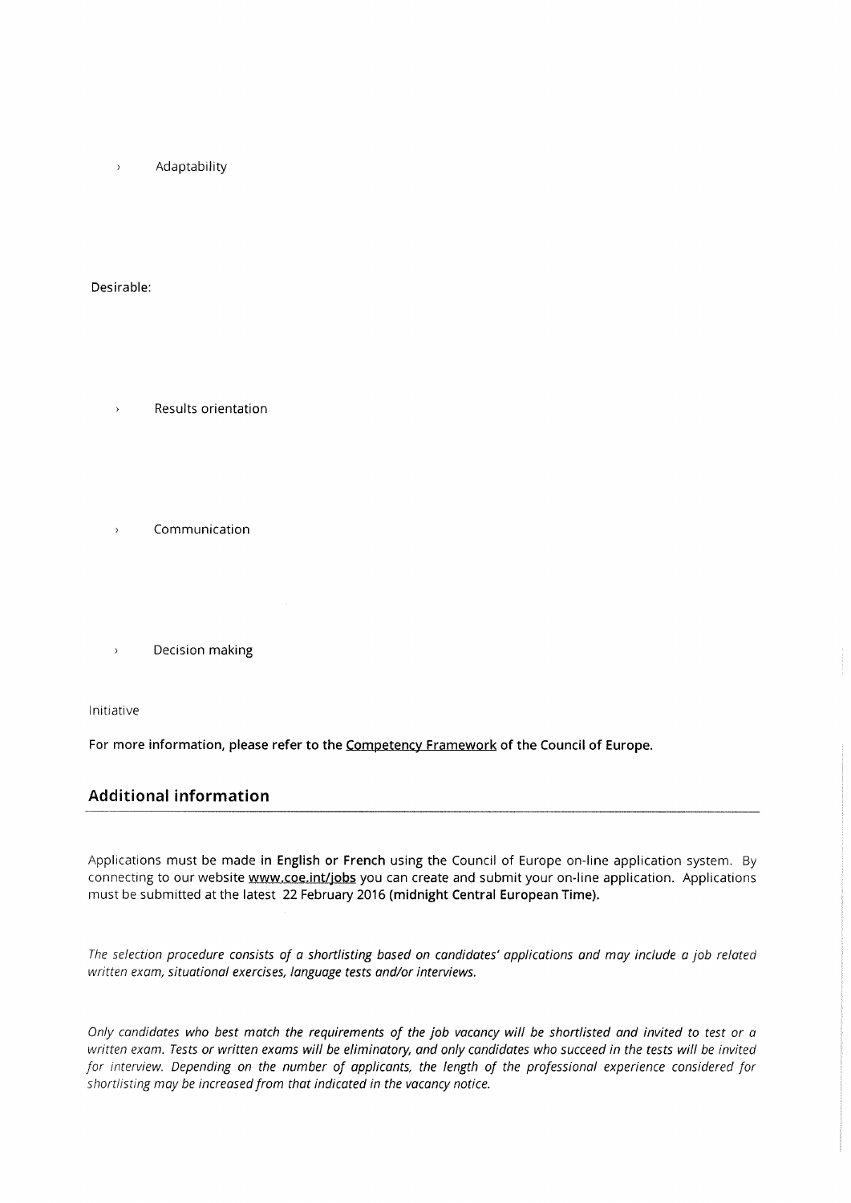- Adaptability

Desirable:

- Results orientation
- Communication
- Decision making

Initiative

**For more information, please refer to the Competency Framework of the Council of Europe.**

## Additional information

Applications must be made **in English or French** using the Council of Europe on-line application system. By connecting to our website **www.coe.int/jobs** you can create and submit your on-line application. Applications must be submitted at the latest 22 February 2016 **(midnight Central European Time).**

*The selection procedure consists of a shortlisting based on candidates' applications and may include a job related written exam, situational exercises, language tests and/or interviews.*

*Only candidates who best match the requirements of the job vacancy will be shortlisted and invited to test or a written exam. Tests or written exams will be eliminatory, and only candidates who succeed in the tests will be invited for interview. Depending on the number of applicants, the length of the professional experience considered for shortlisting may be increased from that indicated in the vacancy notice.*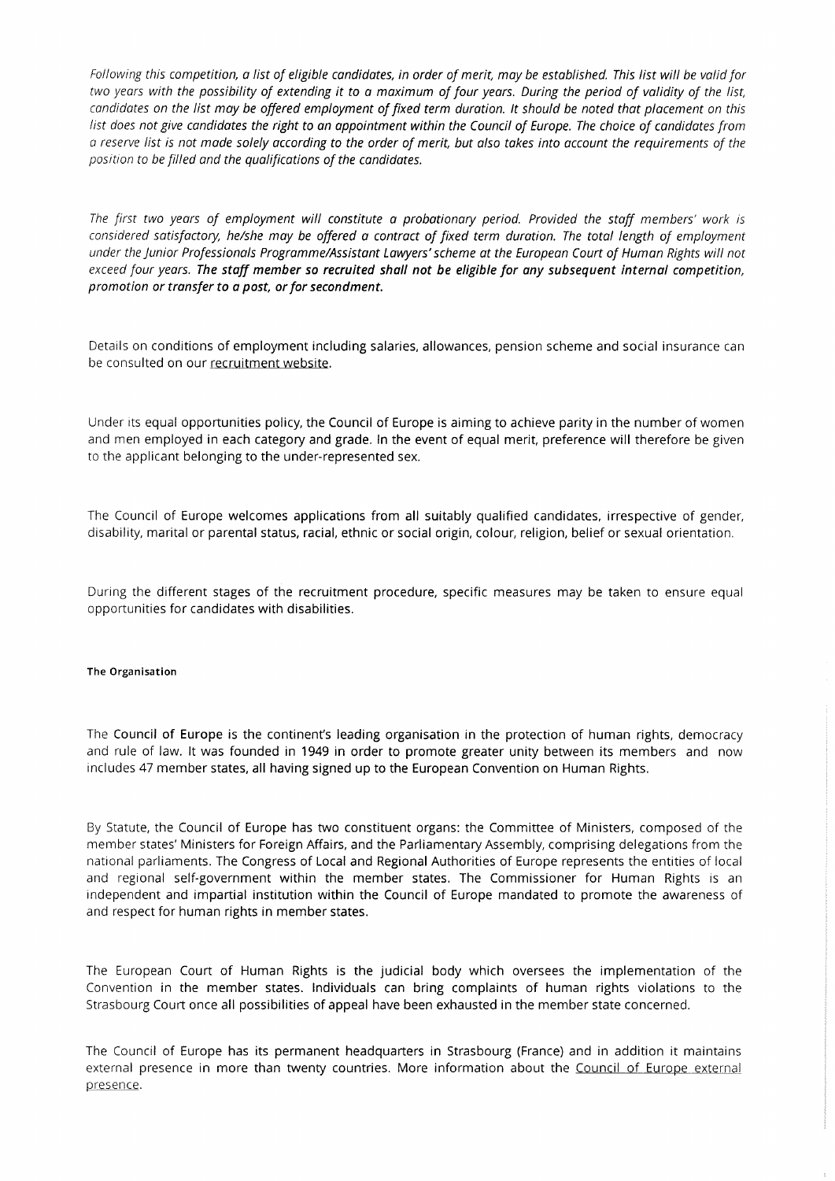*Following this competition, a list of eligible candidates, in order of merit, may be established. This list will be valid for two years with the possibility of extending it to a maximum of four years. During the period of validity of the list, candidates on the list may be offered employment of fixed term duration. It should be noted that placement on this list does not give candidates the right to an appointment within the Council of Europe. The choice of candidates from a reserve list is not made solely according to the order of merit, but also takes into account the requirements of the position to be filled and the qualifications of the candidates.*

*The first two years of employment will constitute a probationary period. Provided the staff members' work is considered satisfactory, he/she may be offered a contract of fixed term duration. The total length of employment under the Junior Professionals Programme/Assistant Lawyers' scheme at the European Court of Human Rights will not exceed four years.* ***The staff member so recruited shall not be eligible for any subsequent internal competition, promotion or transfer to a post, or for secondment.***

Details on conditions of employment including salaries, allowances, pension scheme and social insurance can be consulted on our recruitment website.

Under its equal opportunities policy, the Council of Europe is aiming to achieve parity in the number of women and men employed in each category and grade. In the event of equal merit, preference will therefore be given to the applicant belonging to the under-represented sex.

The Council of Europe welcomes applications from all suitably qualified candidates, irrespective of gender, disability, marital or parental status, racial, ethnic or social origin, colour, religion, belief or sexual orientation.

During the different stages of the recruitment procedure, specific measures may be taken to ensure equal opportunities for candidates with disabilities.

**The Organisation**

The Council of Europe is the continent's leading organisation in the protection of human rights, democracy and rule of law. It was founded in 1949 in order to promote greater unity between its members and now includes 47 member states, all having signed up to the European Convention on Human Rights.

By Statute, the Council of Europe has two constituent organs: the Committee of Ministers, composed of the member states' Ministers for Foreign Affairs, and the Parliamentary Assembly, comprising delegations from the national parliaments. The Congress of Local and Regional Authorities of Europe represents the entities of local and regional self-government within the member states. The Commissioner for Human Rights is an independent and impartial institution within the Council of Europe mandated to promote the awareness of and respect for human rights in member states.

The European Court of Human Rights is the judicial body which oversees the implementation of the Convention in the member states. Individuals can bring complaints of human rights violations to the Strasbourg Court once all possibilities of appeal have been exhausted in the member state concerned.

The Council of Europe has its permanent headquarters in Strasbourg (France) and in addition it maintains external presence in more than twenty countries. More information about the Council of Europe external presence.